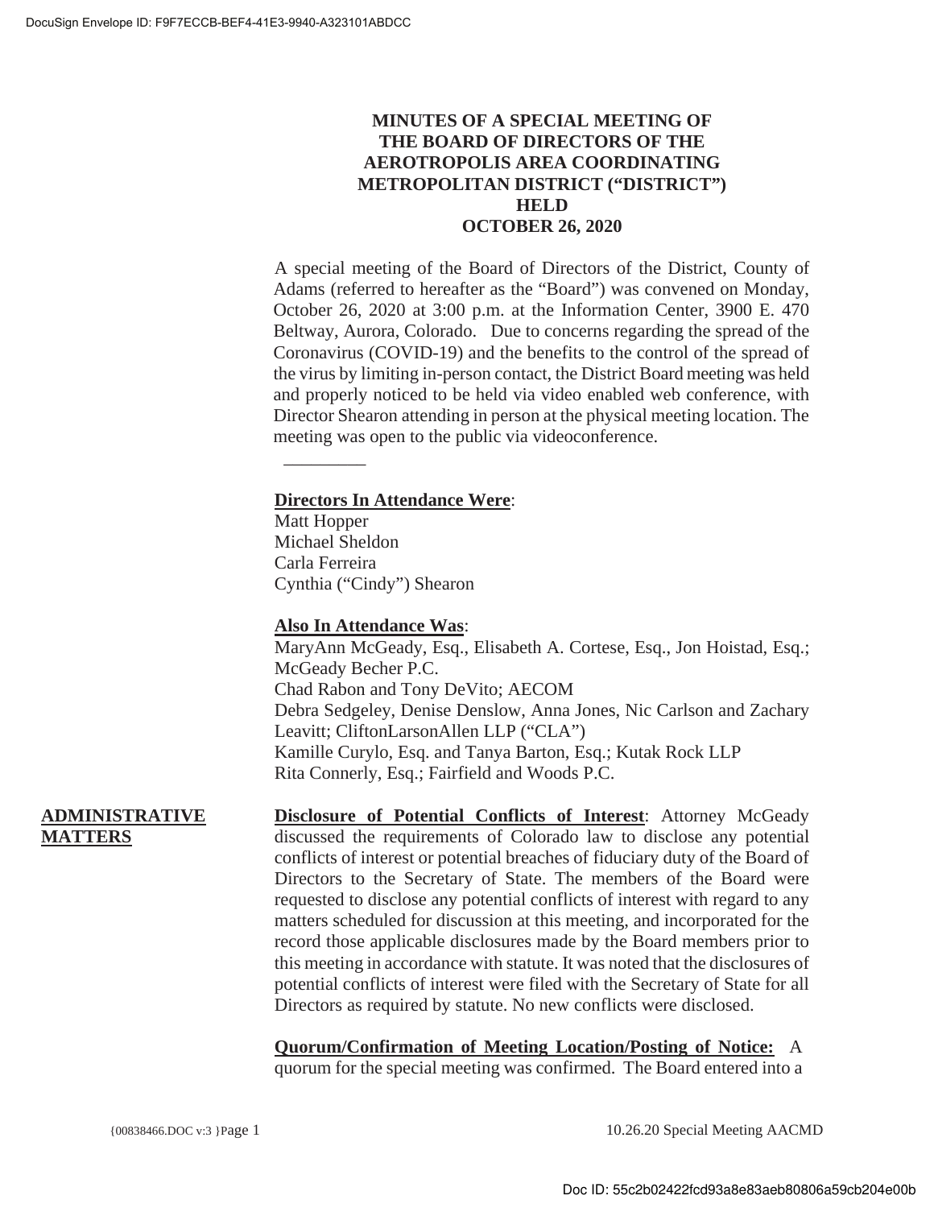**MINUTES OF A SPECIAL MEETING OF THE BOARD OF DIRECTORS OF THE AEROTROPOLIS AREA COORDINATING METROPOLITAN DISTRICT ("DISTRICT") HELD OCTOBER 26, 2020**

A special meeting of the Board of Directors of the District, County of Adams (referred to hereafter as the "Board") was convened on Monday, October 26, 2020 at 3:00 p.m. at the Information Center, 3900 E. 470 Beltway, Aurora, Colorado. Due to concerns regarding the spread of the Coronavirus (COVID-19) and the benefits to the control of the spread of the virus by limiting in-person contact, the District Board meeting was held and properly noticed to be held via video enabled web conference, with Director Shearon attending in person at the physical meeting location. The meeting was open to the public via videoconference.

**Directors In Attendance Were**:
Matt Hopper
Michael Sheldon
Carla Ferreira
Cynthia ("Cindy") Shearon

**Also In Attendance Was**:
MaryAnn McGeady, Esq., Elisabeth A. Cortese, Esq., Jon Hoistad, Esq.; McGeady Becher P.C.
Chad Rabon and Tony DeVito; AECOM
Debra Sedgeley, Denise Denslow, Anna Jones, Nic Carlson and Zachary Leavitt; CliftonLarsonAllen LLP ("CLA")
Kamille Curylo, Esq. and Tanya Barton, Esq.; Kutak Rock LLP
Rita Connerly, Esq.; Fairfield and Woods P.C.

**ADMINISTRATIVE MATTERS**

**Disclosure of Potential Conflicts of Interest**: Attorney McGeady discussed the requirements of Colorado law to disclose any potential conflicts of interest or potential breaches of fiduciary duty of the Board of Directors to the Secretary of State. The members of the Board were requested to disclose any potential conflicts of interest with regard to any matters scheduled for discussion at this meeting, and incorporated for the record those applicable disclosures made by the Board members prior to this meeting in accordance with statute. It was noted that the disclosures of potential conflicts of interest were filed with the Secretary of State for all Directors as required by statute. No new conflicts were disclosed.

**Quorum/Confirmation of Meeting Location/Posting of Notice:** A quorum for the special meeting was confirmed. The Board entered into a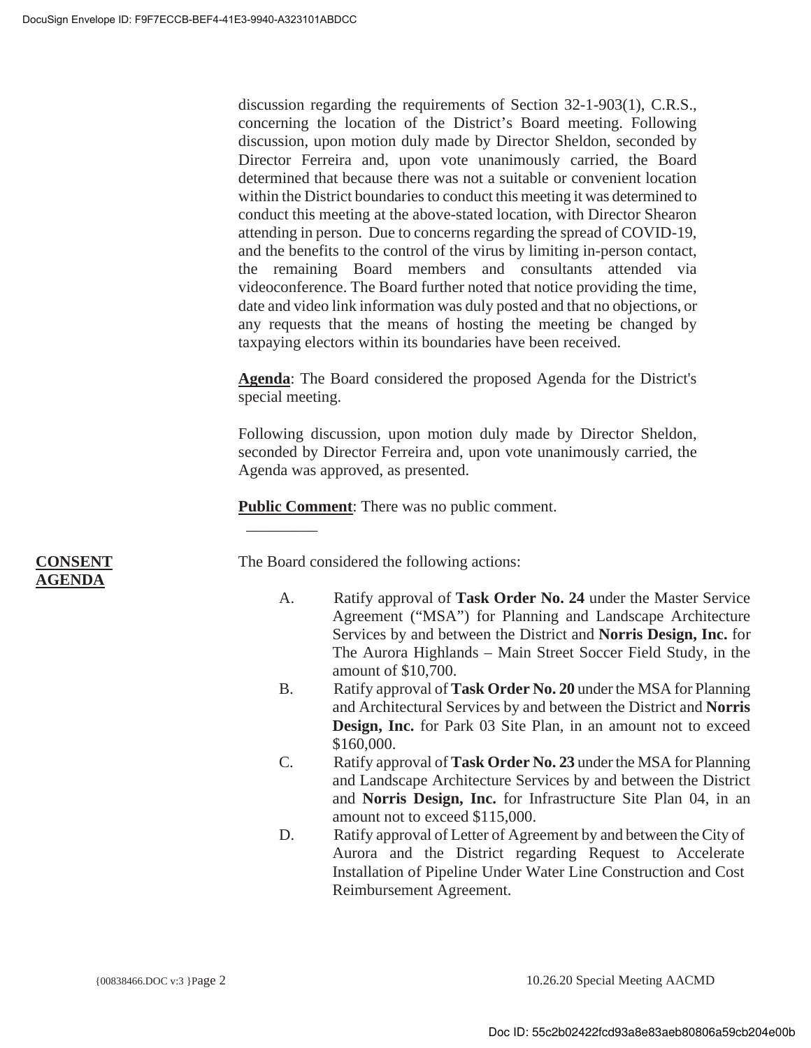discussion regarding the requirements of Section 32-1-903(1), C.R.S., concerning the location of the District's Board meeting. Following discussion, upon motion duly made by Director Sheldon, seconded by Director Ferreira and, upon vote unanimously carried, the Board determined that because there was not a suitable or convenient location within the District boundaries to conduct this meeting it was determined to conduct this meeting at the above-stated location, with Director Shearon attending in person. Due to concerns regarding the spread of COVID-19, and the benefits to the control of the virus by limiting in-person contact, the remaining Board members and consultants attended via videoconference. The Board further noted that notice providing the time, date and video link information was duly posted and that no objections, or any requests that the means of hosting the meeting be changed by taxpaying electors within its boundaries have been received.

**Agenda**: The Board considered the proposed Agenda for the District's special meeting.

Following discussion, upon motion duly made by Director Sheldon, seconded by Director Ferreira and, upon vote unanimously carried, the Agenda was approved, as presented.

**Public Comment**: There was no public comment.

---

**CONSENT AGENDA**

The Board considered the following actions:

A. Ratify approval of **Task Order No. 24** under the Master Service Agreement ("MSA") for Planning and Landscape Architecture Services by and between the District and **Norris Design, Inc.** for The Aurora Highlands – Main Street Soccer Field Study, in the amount of $10,700.

B. Ratify approval of **Task Order No. 20** under the MSA for Planning and Architectural Services by and between the District and **Norris Design, Inc.** for Park 03 Site Plan, in an amount not to exceed $160,000.

C. Ratify approval of **Task Order No. 23** under the MSA for Planning and Landscape Architecture Services by and between the District and **Norris Design, Inc.** for Infrastructure Site Plan 04, in an amount not to exceed $115,000.

D. Ratify approval of Letter of Agreement by and between the City of Aurora and the District regarding Request to Accelerate Installation of Pipeline Under Water Line Construction and Cost Reimbursement Agreement.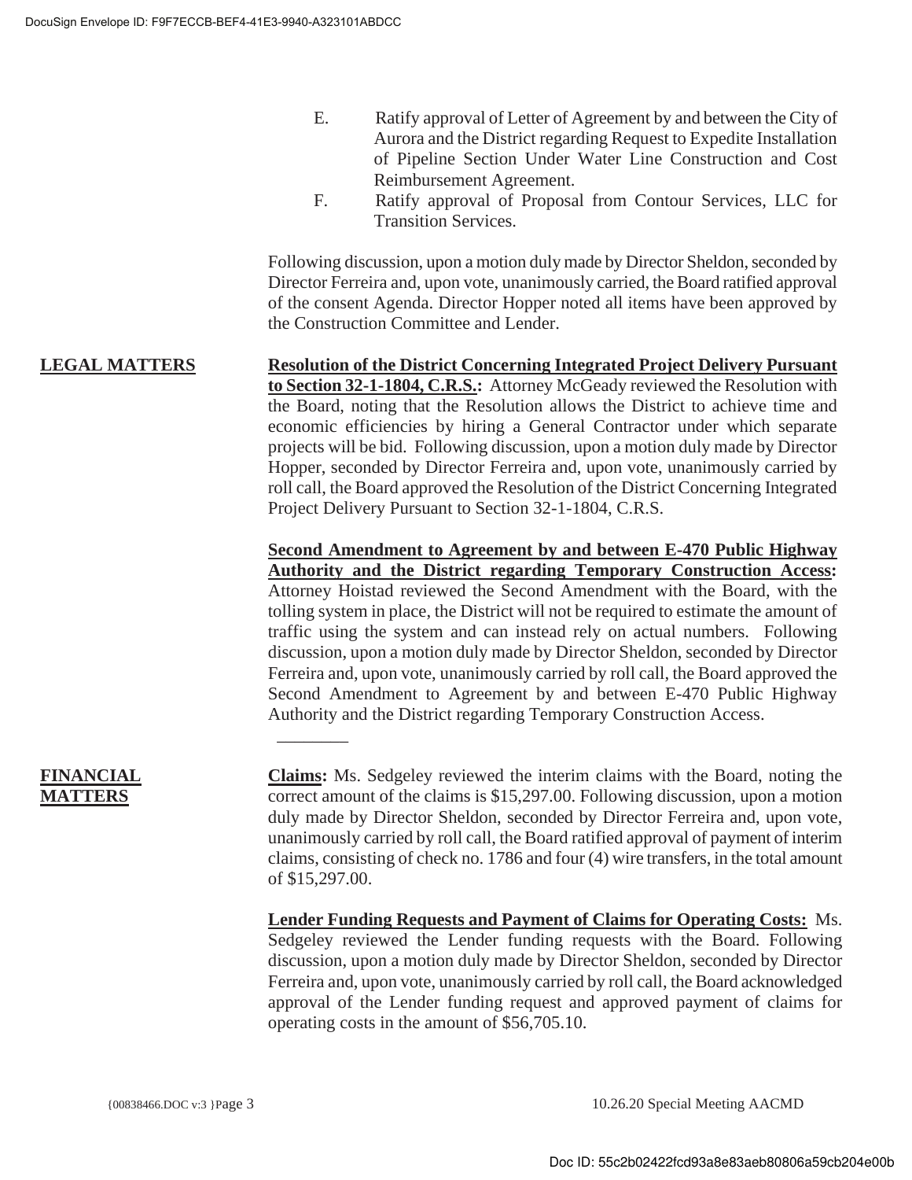E. Ratify approval of Letter of Agreement by and between the City of Aurora and the District regarding Request to Expedite Installation of Pipeline Section Under Water Line Construction and Cost Reimbursement Agreement.

F. Ratify approval of Proposal from Contour Services, LLC for Transition Services.

Following discussion, upon a motion duly made by Director Sheldon, seconded by Director Ferreira and, upon vote, unanimously carried, the Board ratified approval of the consent Agenda. Director Hopper noted all items have been approved by the Construction Committee and Lender.

**LEGAL MATTERS**

**Resolution of the District Concerning Integrated Project Delivery Pursuant to Section 32-1-1804, C.R.S.:** Attorney McGeady reviewed the Resolution with the Board, noting that the Resolution allows the District to achieve time and economic efficiencies by hiring a General Contractor under which separate projects will be bid. Following discussion, upon a motion duly made by Director Hopper, seconded by Director Ferreira and, upon vote, unanimously carried by roll call, the Board approved the Resolution of the District Concerning Integrated Project Delivery Pursuant to Section 32-1-1804, C.R.S.

**Second Amendment to Agreement by and between E-470 Public Highway Authority and the District regarding Temporary Construction Access:** Attorney Hoistad reviewed the Second Amendment with the Board, with the tolling system in place, the District will not be required to estimate the amount of traffic using the system and can instead rely on actual numbers. Following discussion, upon a motion duly made by Director Sheldon, seconded by Director Ferreira and, upon vote, unanimously carried by roll call, the Board approved the Second Amendment to Agreement by and between E-470 Public Highway Authority and the District regarding Temporary Construction Access.

**FINANCIAL MATTERS**

**Claims:** Ms. Sedgeley reviewed the interim claims with the Board, noting the correct amount of the claims is $15,297.00. Following discussion, upon a motion duly made by Director Sheldon, seconded by Director Ferreira and, upon vote, unanimously carried by roll call, the Board ratified approval of payment of interim claims, consisting of check no. 1786 and four (4) wire transfers, in the total amount of $15,297.00.

**Lender Funding Requests and Payment of Claims for Operating Costs:** Ms. Sedgeley reviewed the Lender funding requests with the Board. Following discussion, upon a motion duly made by Director Sheldon, seconded by Director Ferreira and, upon vote, unanimously carried by roll call, the Board acknowledged approval of the Lender funding request and approved payment of claims for operating costs in the amount of $56,705.10.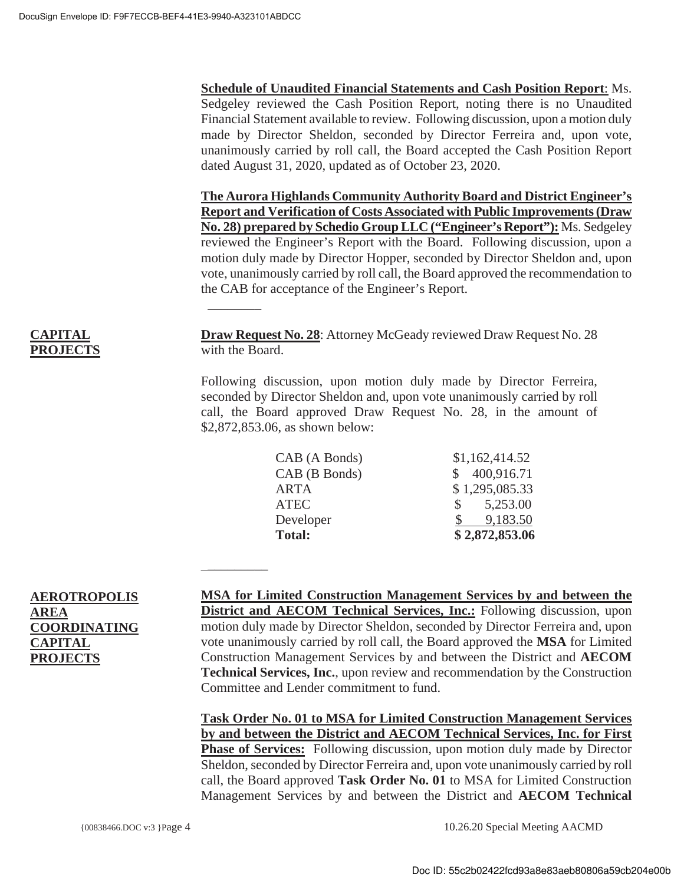**Schedule of Unaudited Financial Statements and Cash Position Report**: Ms. Sedgeley reviewed the Cash Position Report, noting there is no Unaudited Financial Statement available to review. Following discussion, upon a motion duly made by Director Sheldon, seconded by Director Ferreira and, upon vote, unanimously carried by roll call, the Board accepted the Cash Position Report dated August 31, 2020, updated as of October 23, 2020.

**The Aurora Highlands Community Authority Board and District Engineer's Report and Verification of Costs Associated with Public Improvements (Draw No. 28) prepared by Schedio Group LLC ("Engineer's Report"):** Ms. Sedgeley reviewed the Engineer's Report with the Board. Following discussion, upon a motion duly made by Director Hopper, seconded by Director Sheldon and, upon vote, unanimously carried by roll call, the Board approved the recommendation to the CAB for acceptance of the Engineer's Report.

________

**CAPITAL PROJECTS**

**Draw Request No. 28**: Attorney McGeady reviewed Draw Request No. 28 with the Board.

Following discussion, upon motion duly made by Director Ferreira, seconded by Director Sheldon and, upon vote unanimously carried by roll call, the Board approved Draw Request No. 28, in the amount of $2,872,853.06, as shown below:

| | |
|---|---|
| CAB (A Bonds) | $1,162,414.52 |
| CAB (B Bonds) | $ 400,916.71 |
| ARTA | $ 1,295,085.33 |
| ATEC | $ 5,253.00 |
| Developer | $ 9,183.50 |
| **Total:** | **$ 2,872,853.06** |

__________

**AEROTROPOLIS AREA COORDINATING CAPITAL PROJECTS**

**MSA for Limited Construction Management Services by and between the District and AECOM Technical Services, Inc.:** Following discussion, upon motion duly made by Director Sheldon, seconded by Director Ferreira and, upon vote unanimously carried by roll call, the Board approved the **MSA** for Limited Construction Management Services by and between the District and **AECOM Technical Services, Inc.**, upon review and recommendation by the Construction Committee and Lender commitment to fund.

**Task Order No. 01 to MSA for Limited Construction Management Services by and between the District and AECOM Technical Services, Inc. for First Phase of Services:** Following discussion, upon motion duly made by Director Sheldon, seconded by Director Ferreira and, upon vote unanimously carried by roll call, the Board approved **Task Order No. 01** to MSA for Limited Construction Management Services by and between the District and **AECOM Technical**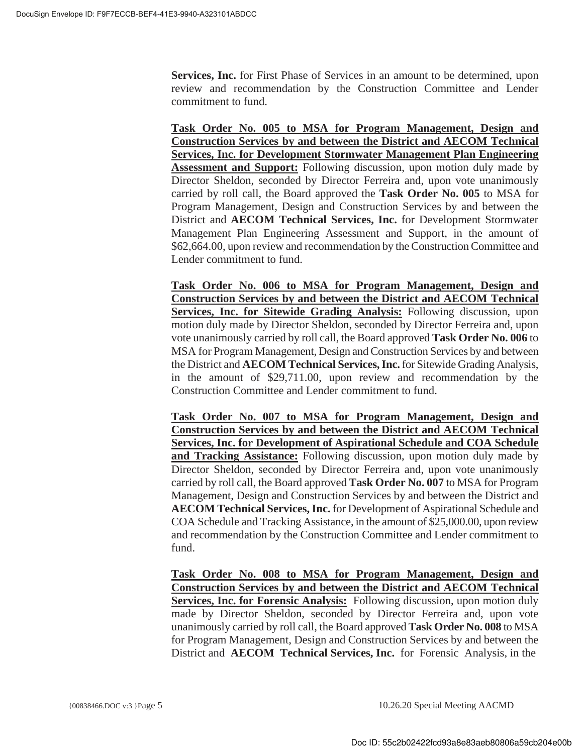**Services, Inc.** for First Phase of Services in an amount to be determined, upon review and recommendation by the Construction Committee and Lender commitment to fund.

**Task Order No. 005 to MSA for Program Management, Design and Construction Services by and between the District and AECOM Technical Services, Inc. for Development Stormwater Management Plan Engineering Assessment and Support:** Following discussion, upon motion duly made by Director Sheldon, seconded by Director Ferreira and, upon vote unanimously carried by roll call, the Board approved the **Task Order No. 005** to MSA for Program Management, Design and Construction Services by and between the District and **AECOM Technical Services, Inc.** for Development Stormwater Management Plan Engineering Assessment and Support, in the amount of $62,664.00, upon review and recommendation by the Construction Committee and Lender commitment to fund.

**Task Order No. 006 to MSA for Program Management, Design and Construction Services by and between the District and AECOM Technical Services, Inc. for Sitewide Grading Analysis:** Following discussion, upon motion duly made by Director Sheldon, seconded by Director Ferreira and, upon vote unanimously carried by roll call, the Board approved **Task Order No. 006** to MSA for Program Management, Design and Construction Services by and between the District and **AECOM Technical Services, Inc.** for Sitewide Grading Analysis, in the amount of $29,711.00, upon review and recommendation by the Construction Committee and Lender commitment to fund.

**Task Order No. 007 to MSA for Program Management, Design and Construction Services by and between the District and AECOM Technical Services, Inc. for Development of Aspirational Schedule and COA Schedule and Tracking Assistance:** Following discussion, upon motion duly made by Director Sheldon, seconded by Director Ferreira and, upon vote unanimously carried by roll call, the Board approved **Task Order No. 007** to MSA for Program Management, Design and Construction Services by and between the District and **AECOM Technical Services, Inc.** for Development of Aspirational Schedule and COA Schedule and Tracking Assistance, in the amount of $25,000.00, upon review and recommendation by the Construction Committee and Lender commitment to fund.

**Task Order No. 008 to MSA for Program Management, Design and Construction Services by and between the District and AECOM Technical Services, Inc. for Forensic Analysis:** Following discussion, upon motion duly made by Director Sheldon, seconded by Director Ferreira and, upon vote unanimously carried by roll call, the Board approved **Task Order No. 008** to MSA for Program Management, Design and Construction Services by and between the District and **AECOM Technical Services, Inc.** for Forensic Analysis, in the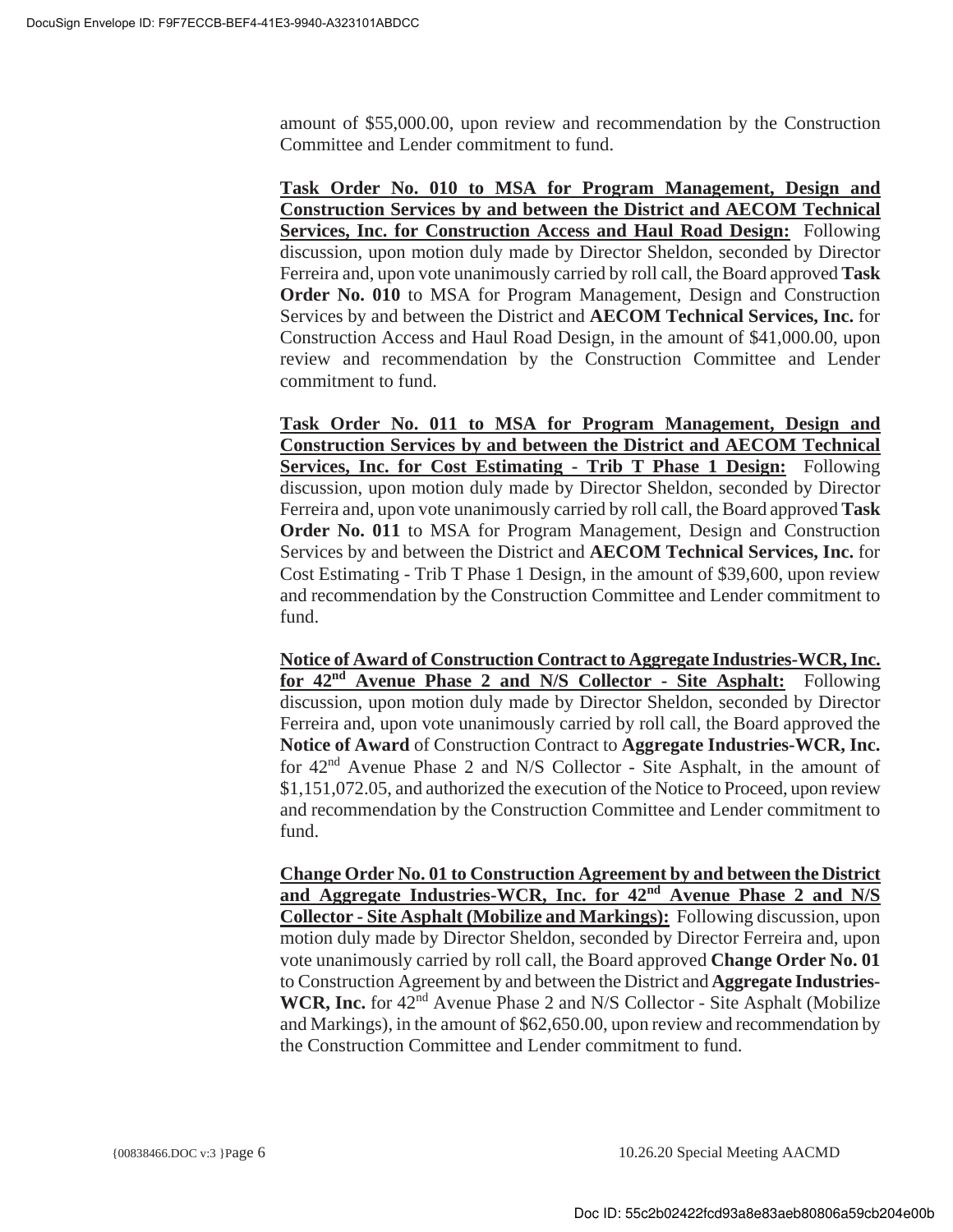amount of $55,000.00, upon review and recommendation by the Construction Committee and Lender commitment to fund.

**Task Order No. 010 to MSA for Program Management, Design and Construction Services by and between the District and AECOM Technical Services, Inc. for Construction Access and Haul Road Design:** Following discussion, upon motion duly made by Director Sheldon, seconded by Director Ferreira and, upon vote unanimously carried by roll call, the Board approved **Task Order No. 010** to MSA for Program Management, Design and Construction Services by and between the District and **AECOM Technical Services, Inc.** for Construction Access and Haul Road Design, in the amount of $41,000.00, upon review and recommendation by the Construction Committee and Lender commitment to fund.

**Task Order No. 011 to MSA for Program Management, Design and Construction Services by and between the District and AECOM Technical Services, Inc. for Cost Estimating - Trib T Phase 1 Design:** Following discussion, upon motion duly made by Director Sheldon, seconded by Director Ferreira and, upon vote unanimously carried by roll call, the Board approved **Task Order No. 011** to MSA for Program Management, Design and Construction Services by and between the District and **AECOM Technical Services, Inc.** for Cost Estimating - Trib T Phase 1 Design, in the amount of $39,600, upon review and recommendation by the Construction Committee and Lender commitment to fund.

**Notice of Award of Construction Contract to Aggregate Industries-WCR, Inc. for 42nd Avenue Phase 2 and N/S Collector - Site Asphalt:** Following discussion, upon motion duly made by Director Sheldon, seconded by Director Ferreira and, upon vote unanimously carried by roll call, the Board approved the **Notice of Award** of Construction Contract to **Aggregate Industries-WCR, Inc.** for 42nd Avenue Phase 2 and N/S Collector - Site Asphalt, in the amount of $1,151,072.05, and authorized the execution of the Notice to Proceed, upon review and recommendation by the Construction Committee and Lender commitment to fund.

**Change Order No. 01 to Construction Agreement by and between the District and Aggregate Industries-WCR, Inc. for 42nd Avenue Phase 2 and N/S Collector - Site Asphalt (Mobilize and Markings):** Following discussion, upon motion duly made by Director Sheldon, seconded by Director Ferreira and, upon vote unanimously carried by roll call, the Board approved **Change Order No. 01** to Construction Agreement by and between the District and **Aggregate Industries-WCR, Inc.** for 42nd Avenue Phase 2 and N/S Collector - Site Asphalt (Mobilize and Markings), in the amount of $62,650.00, upon review and recommendation by the Construction Committee and Lender commitment to fund.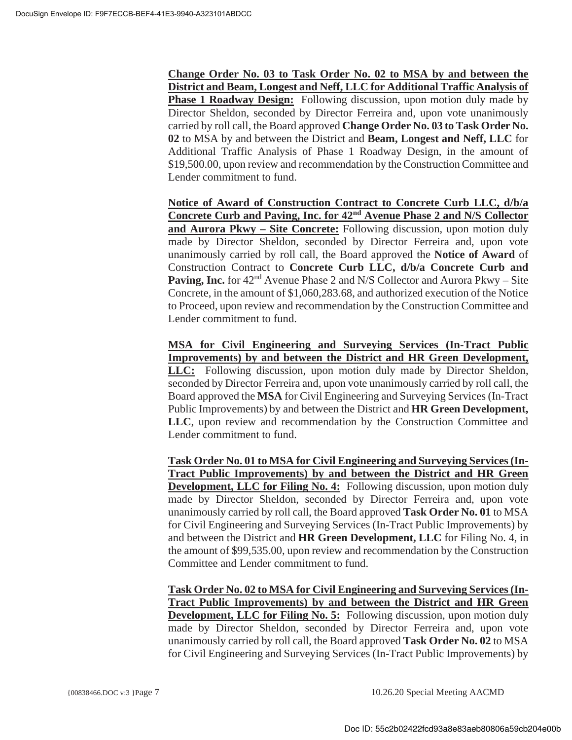**Change Order No. 03 to Task Order No. 02 to MSA by and between the District and Beam, Longest and Neff, LLC for Additional Traffic Analysis of Phase 1 Roadway Design:** Following discussion, upon motion duly made by Director Sheldon, seconded by Director Ferreira and, upon vote unanimously carried by roll call, the Board approved **Change Order No. 03 to Task Order No. 02** to MSA by and between the District and **Beam, Longest and Neff, LLC** for Additional Traffic Analysis of Phase 1 Roadway Design, in the amount of $19,500.00, upon review and recommendation by the Construction Committee and Lender commitment to fund.

**Notice of Award of Construction Contract to Concrete Curb LLC, d/b/a Concrete Curb and Paving, Inc. for 42nd Avenue Phase 2 and N/S Collector and Aurora Pkwy – Site Concrete:** Following discussion, upon motion duly made by Director Sheldon, seconded by Director Ferreira and, upon vote unanimously carried by roll call, the Board approved the **Notice of Award** of Construction Contract to **Concrete Curb LLC, d/b/a Concrete Curb and Paving, Inc.** for 42nd Avenue Phase 2 and N/S Collector and Aurora Pkwy – Site Concrete, in the amount of $1,060,283.68, and authorized execution of the Notice to Proceed, upon review and recommendation by the Construction Committee and Lender commitment to fund.

**MSA for Civil Engineering and Surveying Services (In-Tract Public Improvements) by and between the District and HR Green Development, LLC:** Following discussion, upon motion duly made by Director Sheldon, seconded by Director Ferreira and, upon vote unanimously carried by roll call, the Board approved the **MSA** for Civil Engineering and Surveying Services (In-Tract Public Improvements) by and between the District and **HR Green Development, LLC**, upon review and recommendation by the Construction Committee and Lender commitment to fund.

**Task Order No. 01 to MSA for Civil Engineering and Surveying Services (In-Tract Public Improvements) by and between the District and HR Green Development, LLC for Filing No. 4:** Following discussion, upon motion duly made by Director Sheldon, seconded by Director Ferreira and, upon vote unanimously carried by roll call, the Board approved **Task Order No. 01** to MSA for Civil Engineering and Surveying Services (In-Tract Public Improvements) by and between the District and **HR Green Development, LLC** for Filing No. 4, in the amount of $99,535.00, upon review and recommendation by the Construction Committee and Lender commitment to fund.

**Task Order No. 02 to MSA for Civil Engineering and Surveying Services (In-Tract Public Improvements) by and between the District and HR Green Development, LLC for Filing No. 5:** Following discussion, upon motion duly made by Director Sheldon, seconded by Director Ferreira and, upon vote unanimously carried by roll call, the Board approved **Task Order No. 02** to MSA for Civil Engineering and Surveying Services (In-Tract Public Improvements) by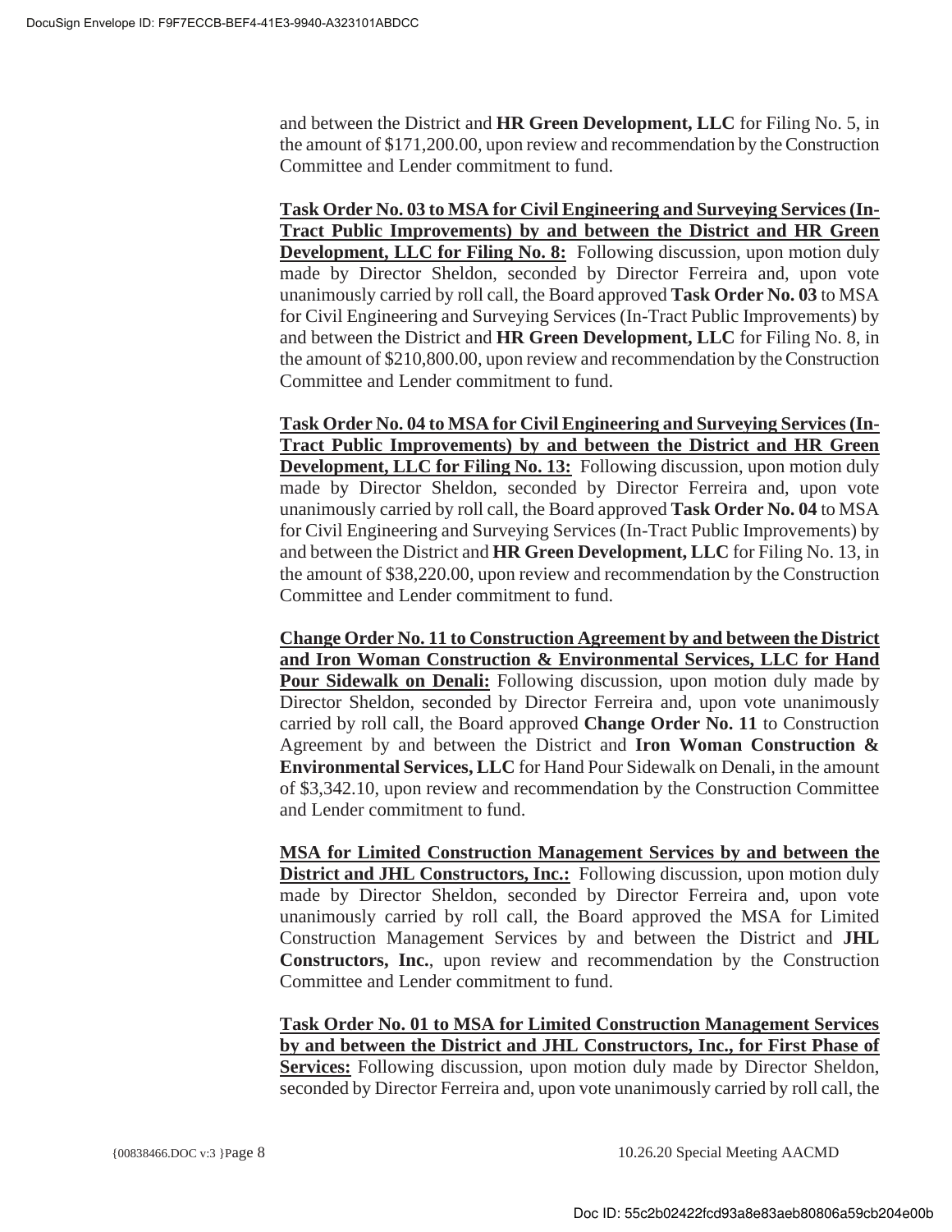and between the District and **HR Green Development, LLC** for Filing No. 5, in the amount of $171,200.00, upon review and recommendation by the Construction Committee and Lender commitment to fund.

**Task Order No. 03 to MSA for Civil Engineering and Surveying Services (In-Tract Public Improvements) by and between the District and HR Green Development, LLC for Filing No. 8:** Following discussion, upon motion duly made by Director Sheldon, seconded by Director Ferreira and, upon vote unanimously carried by roll call, the Board approved **Task Order No. 03** to MSA for Civil Engineering and Surveying Services (In-Tract Public Improvements) by and between the District and **HR Green Development, LLC** for Filing No. 8, in the amount of $210,800.00, upon review and recommendation by the Construction Committee and Lender commitment to fund.

**Task Order No. 04 to MSA for Civil Engineering and Surveying Services (In-Tract Public Improvements) by and between the District and HR Green Development, LLC for Filing No. 13:** Following discussion, upon motion duly made by Director Sheldon, seconded by Director Ferreira and, upon vote unanimously carried by roll call, the Board approved **Task Order No. 04** to MSA for Civil Engineering and Surveying Services (In-Tract Public Improvements) by and between the District and **HR Green Development, LLC** for Filing No. 13, in the amount of $38,220.00, upon review and recommendation by the Construction Committee and Lender commitment to fund.

**Change Order No. 11 to Construction Agreement by and between the District and Iron Woman Construction & Environmental Services, LLC for Hand Pour Sidewalk on Denali:** Following discussion, upon motion duly made by Director Sheldon, seconded by Director Ferreira and, upon vote unanimously carried by roll call, the Board approved **Change Order No. 11** to Construction Agreement by and between the District and **Iron Woman Construction & Environmental Services, LLC** for Hand Pour Sidewalk on Denali, in the amount of $3,342.10, upon review and recommendation by the Construction Committee and Lender commitment to fund.

**MSA for Limited Construction Management Services by and between the District and JHL Constructors, Inc.:** Following discussion, upon motion duly made by Director Sheldon, seconded by Director Ferreira and, upon vote unanimously carried by roll call, the Board approved the MSA for Limited Construction Management Services by and between the District and **JHL Constructors, Inc.**, upon review and recommendation by the Construction Committee and Lender commitment to fund.

**Task Order No. 01 to MSA for Limited Construction Management Services by and between the District and JHL Constructors, Inc., for First Phase of Services:** Following discussion, upon motion duly made by Director Sheldon, seconded by Director Ferreira and, upon vote unanimously carried by roll call, the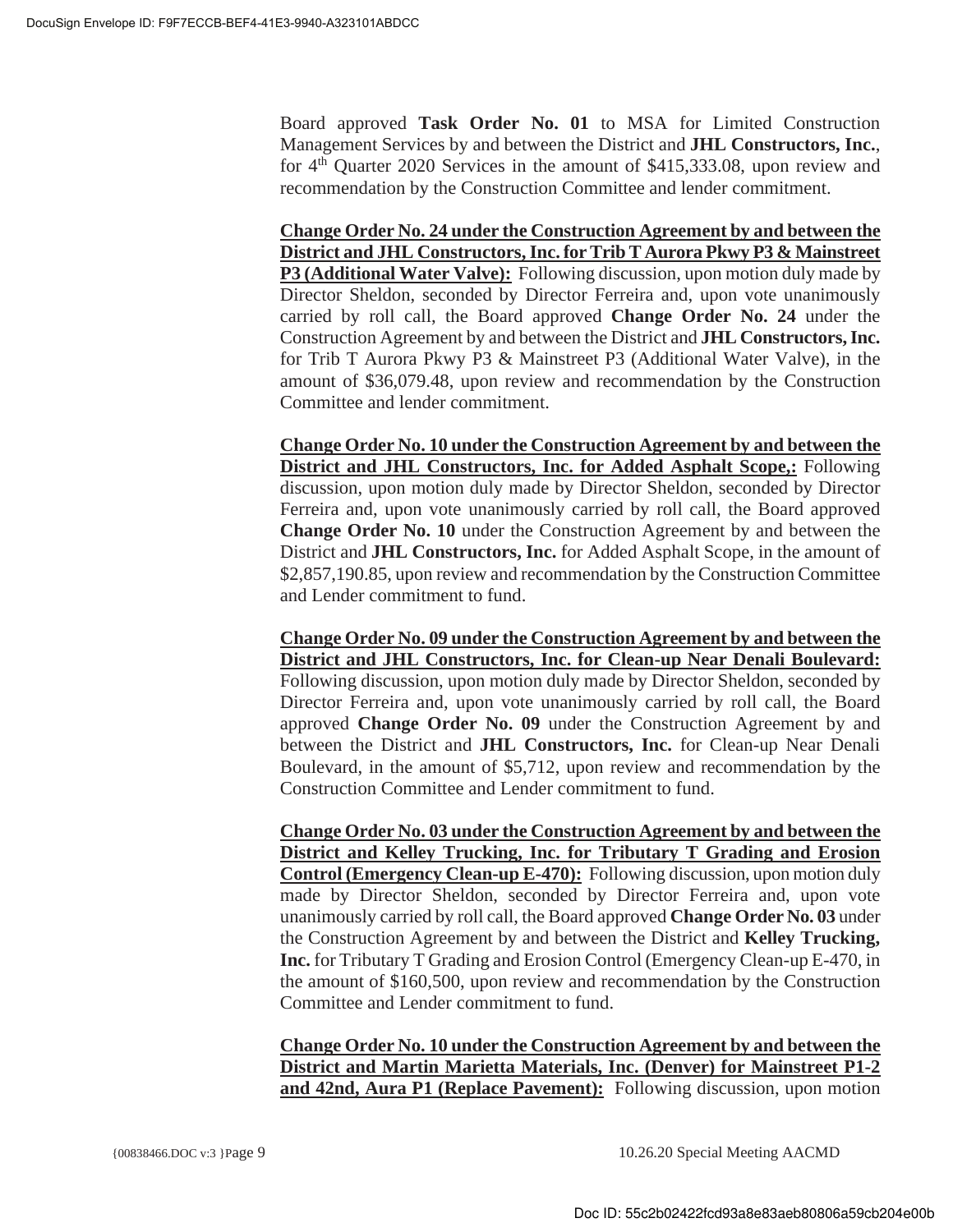Board approved **Task Order No. 01** to MSA for Limited Construction Management Services by and between the District and **JHL Constructors, Inc.**, for 4th Quarter 2020 Services in the amount of $415,333.08, upon review and recommendation by the Construction Committee and lender commitment.

**Change Order No. 24 under the Construction Agreement by and between the District and JHL Constructors, Inc. for Trib T Aurora Pkwy P3 & Mainstreet P3 (Additional Water Valve):** Following discussion, upon motion duly made by Director Sheldon, seconded by Director Ferreira and, upon vote unanimously carried by roll call, the Board approved **Change Order No. 24** under the Construction Agreement by and between the District and **JHL Constructors, Inc.** for Trib T Aurora Pkwy P3 & Mainstreet P3 (Additional Water Valve), in the amount of $36,079.48, upon review and recommendation by the Construction Committee and lender commitment.

**Change Order No. 10 under the Construction Agreement by and between the District and JHL Constructors, Inc. for Added Asphalt Scope,:** Following discussion, upon motion duly made by Director Sheldon, seconded by Director Ferreira and, upon vote unanimously carried by roll call, the Board approved **Change Order No. 10** under the Construction Agreement by and between the District and **JHL Constructors, Inc.** for Added Asphalt Scope, in the amount of $2,857,190.85, upon review and recommendation by the Construction Committee and Lender commitment to fund.

**Change Order No. 09 under the Construction Agreement by and between the District and JHL Constructors, Inc. for Clean-up Near Denali Boulevard:** Following discussion, upon motion duly made by Director Sheldon, seconded by Director Ferreira and, upon vote unanimously carried by roll call, the Board approved **Change Order No. 09** under the Construction Agreement by and between the District and **JHL Constructors, Inc.** for Clean-up Near Denali Boulevard, in the amount of $5,712, upon review and recommendation by the Construction Committee and Lender commitment to fund.

**Change Order No. 03 under the Construction Agreement by and between the District and Kelley Trucking, Inc. for Tributary T Grading and Erosion Control (Emergency Clean-up E-470):** Following discussion, upon motion duly made by Director Sheldon, seconded by Director Ferreira and, upon vote unanimously carried by roll call, the Board approved **Change Order No. 03** under the Construction Agreement by and between the District and **Kelley Trucking, Inc.** for Tributary T Grading and Erosion Control (Emergency Clean-up E-470, in the amount of $160,500, upon review and recommendation by the Construction Committee and Lender commitment to fund.

**Change Order No. 10 under the Construction Agreement by and between the District and Martin Marietta Materials, Inc. (Denver) for Mainstreet P1-2 and 42nd, Aura P1 (Replace Pavement):** Following discussion, upon motion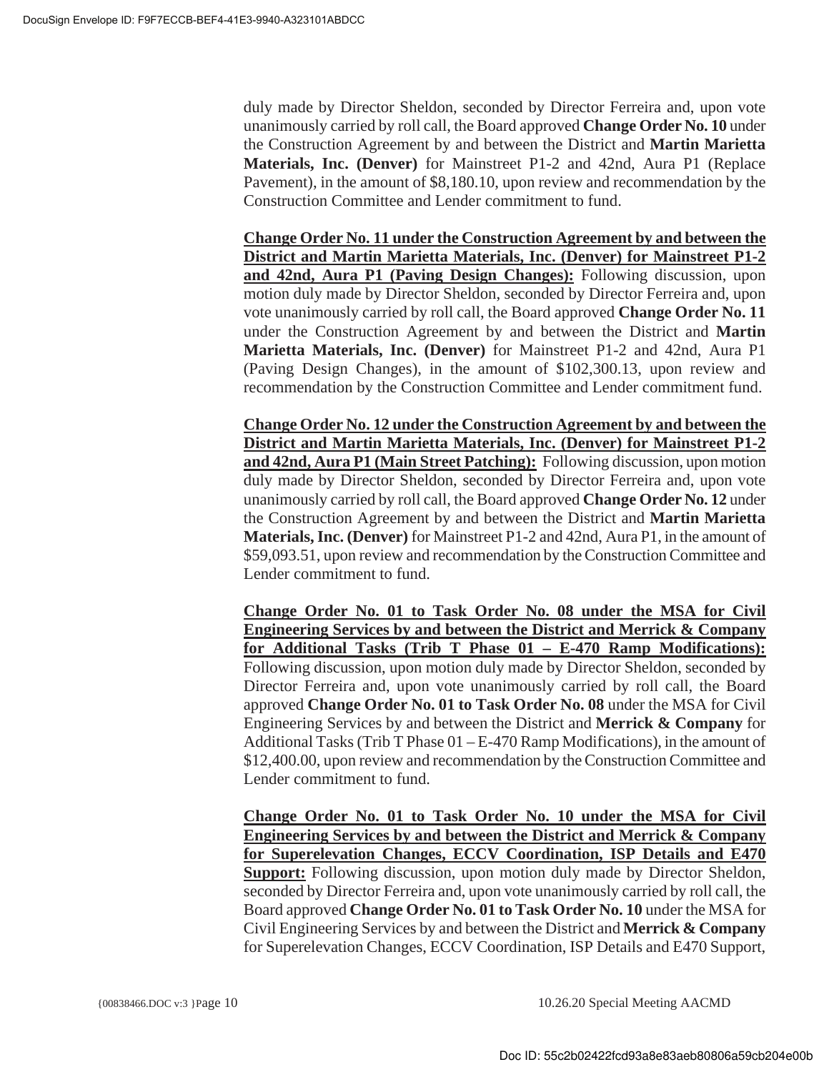duly made by Director Sheldon, seconded by Director Ferreira and, upon vote unanimously carried by roll call, the Board approved **Change Order No. 10** under the Construction Agreement by and between the District and **Martin Marietta Materials, Inc. (Denver)** for Mainstreet P1-2 and 42nd, Aura P1 (Replace Pavement), in the amount of $8,180.10, upon review and recommendation by the Construction Committee and Lender commitment to fund.

**<u>Change Order No. 11 under the Construction Agreement by and between the District and Martin Marietta Materials, Inc. (Denver) for Mainstreet P1-2 and 42nd, Aura P1 (Paving Design Changes):</u>** Following discussion, upon motion duly made by Director Sheldon, seconded by Director Ferreira and, upon vote unanimously carried by roll call, the Board approved **Change Order No. 11** under the Construction Agreement by and between the District and **Martin Marietta Materials, Inc. (Denver)** for Mainstreet P1-2 and 42nd, Aura P1 (Paving Design Changes), in the amount of $102,300.13, upon review and recommendation by the Construction Committee and Lender commitment fund.

**<u>Change Order No. 12 under the Construction Agreement by and between the District and Martin Marietta Materials, Inc. (Denver) for Mainstreet P1-2 and 42nd, Aura P1 (Main Street Patching):</u>** Following discussion, upon motion duly made by Director Sheldon, seconded by Director Ferreira and, upon vote unanimously carried by roll call, the Board approved **Change Order No. 12** under the Construction Agreement by and between the District and **Martin Marietta Materials, Inc. (Denver)** for Mainstreet P1-2 and 42nd, Aura P1, in the amount of $59,093.51, upon review and recommendation by the Construction Committee and Lender commitment to fund.

**<u>Change Order No. 01 to Task Order No. 08 under the MSA for Civil Engineering Services by and between the District and Merrick & Company for Additional Tasks (Trib T Phase 01 – E-470 Ramp Modifications):</u>** Following discussion, upon motion duly made by Director Sheldon, seconded by Director Ferreira and, upon vote unanimously carried by roll call, the Board approved **Change Order No. 01 to Task Order No. 08** under the MSA for Civil Engineering Services by and between the District and **Merrick & Company** for Additional Tasks (Trib T Phase 01 – E-470 Ramp Modifications), in the amount of $12,400.00, upon review and recommendation by the Construction Committee and Lender commitment to fund.

**<u>Change Order No. 01 to Task Order No. 10 under the MSA for Civil Engineering Services by and between the District and Merrick & Company for Superelevation Changes, ECCV Coordination, ISP Details and E470 Support:</u>** Following discussion, upon motion duly made by Director Sheldon, seconded by Director Ferreira and, upon vote unanimously carried by roll call, the Board approved **Change Order No. 01 to Task Order No. 10** under the MSA for Civil Engineering Services by and between the District and **Merrick & Company** for Superelevation Changes, ECCV Coordination, ISP Details and E470 Support,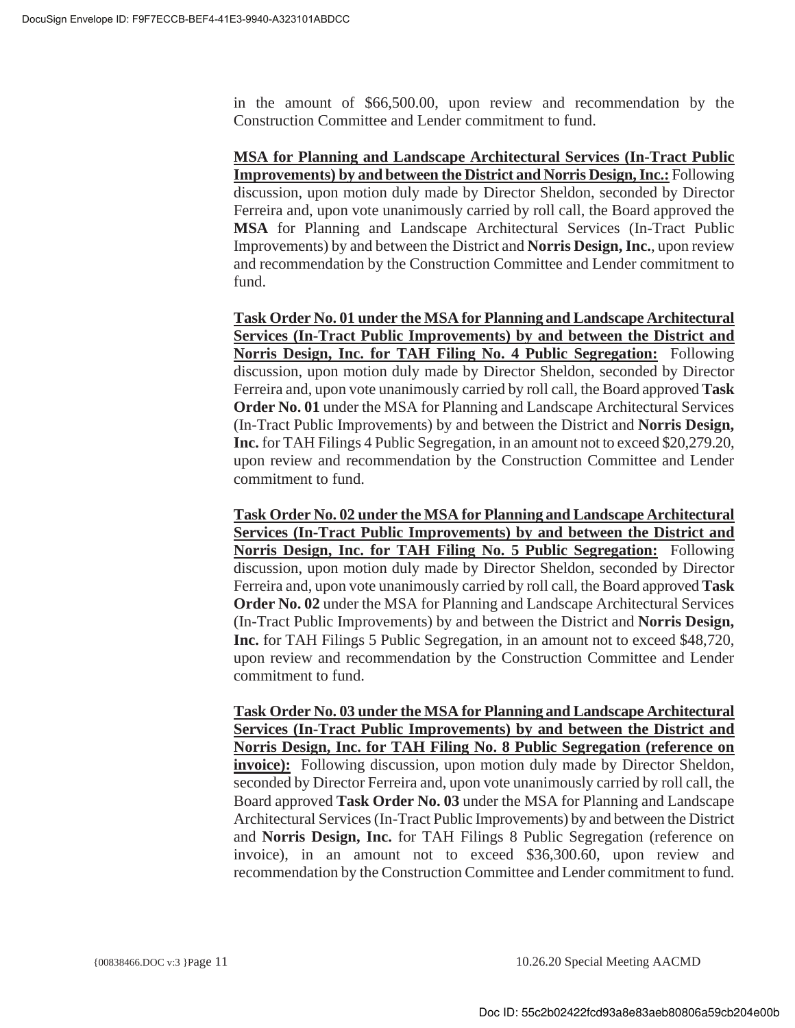in the amount of $66,500.00, upon review and recommendation by the Construction Committee and Lender commitment to fund.

**<u>MSA for Planning and Landscape Architectural Services (In-Tract Public Improvements) by and between the District and Norris Design, Inc.:</u>** Following discussion, upon motion duly made by Director Sheldon, seconded by Director Ferreira and, upon vote unanimously carried by roll call, the Board approved the **MSA** for Planning and Landscape Architectural Services (In-Tract Public Improvements) by and between the District and **Norris Design, Inc.**, upon review and recommendation by the Construction Committee and Lender commitment to fund.

**<u>Task Order No. 01 under the MSA for Planning and Landscape Architectural Services (In-Tract Public Improvements) by and between the District and Norris Design, Inc. for TAH Filing No. 4 Public Segregation:</u>** Following discussion, upon motion duly made by Director Sheldon, seconded by Director Ferreira and, upon vote unanimously carried by roll call, the Board approved **Task Order No. 01** under the MSA for Planning and Landscape Architectural Services (In-Tract Public Improvements) by and between the District and **Norris Design, Inc.** for TAH Filings 4 Public Segregation, in an amount not to exceed $20,279.20, upon review and recommendation by the Construction Committee and Lender commitment to fund.

**<u>Task Order No. 02 under the MSA for Planning and Landscape Architectural Services (In-Tract Public Improvements) by and between the District and Norris Design, Inc. for TAH Filing No. 5 Public Segregation:</u>** Following discussion, upon motion duly made by Director Sheldon, seconded by Director Ferreira and, upon vote unanimously carried by roll call, the Board approved **Task Order No. 02** under the MSA for Planning and Landscape Architectural Services (In-Tract Public Improvements) by and between the District and **Norris Design, Inc.** for TAH Filings 5 Public Segregation, in an amount not to exceed $48,720, upon review and recommendation by the Construction Committee and Lender commitment to fund.

**<u>Task Order No. 03 under the MSA for Planning and Landscape Architectural Services (In-Tract Public Improvements) by and between the District and Norris Design, Inc. for TAH Filing No. 8 Public Segregation (reference on invoice):</u>** Following discussion, upon motion duly made by Director Sheldon, seconded by Director Ferreira and, upon vote unanimously carried by roll call, the Board approved **Task Order No. 03** under the MSA for Planning and Landscape Architectural Services (In-Tract Public Improvements) by and between the District and **Norris Design, Inc.** for TAH Filings 8 Public Segregation (reference on invoice), in an amount not to exceed $36,300.60, upon review and recommendation by the Construction Committee and Lender commitment to fund.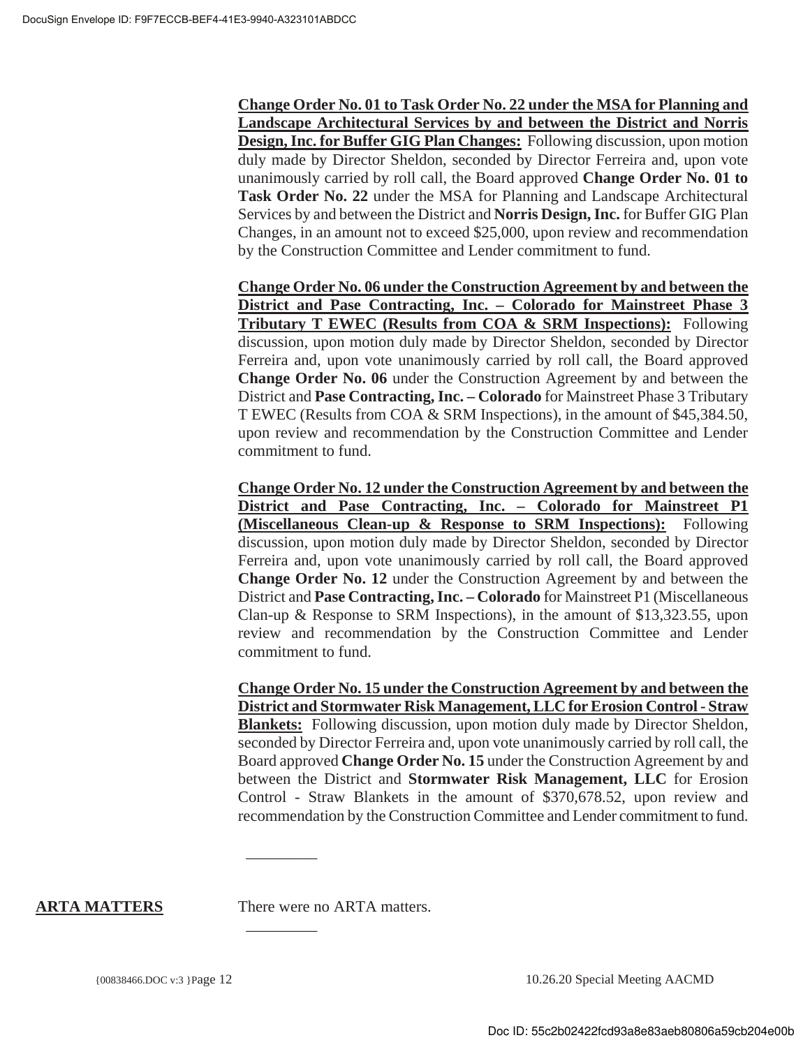**Change Order No. 01 to Task Order No. 22 under the MSA for Planning and Landscape Architectural Services by and between the District and Norris Design, Inc. for Buffer GIG Plan Changes:** Following discussion, upon motion duly made by Director Sheldon, seconded by Director Ferreira and, upon vote unanimously carried by roll call, the Board approved **Change Order No. 01 to Task Order No. 22** under the MSA for Planning and Landscape Architectural Services by and between the District and **Norris Design, Inc.** for Buffer GIG Plan Changes, in an amount not to exceed $25,000, upon review and recommendation by the Construction Committee and Lender commitment to fund.

**Change Order No. 06 under the Construction Agreement by and between the District and Pase Contracting, Inc. – Colorado for Mainstreet Phase 3 Tributary T EWEC (Results from COA & SRM Inspections):** Following discussion, upon motion duly made by Director Sheldon, seconded by Director Ferreira and, upon vote unanimously carried by roll call, the Board approved **Change Order No. 06** under the Construction Agreement by and between the District and **Pase Contracting, Inc. – Colorado** for Mainstreet Phase 3 Tributary T EWEC (Results from COA & SRM Inspections), in the amount of $45,384.50, upon review and recommendation by the Construction Committee and Lender commitment to fund.

**Change Order No. 12 under the Construction Agreement by and between the District and Pase Contracting, Inc. – Colorado for Mainstreet P1 (Miscellaneous Clean-up & Response to SRM Inspections):** Following discussion, upon motion duly made by Director Sheldon, seconded by Director Ferreira and, upon vote unanimously carried by roll call, the Board approved **Change Order No. 12** under the Construction Agreement by and between the District and **Pase Contracting, Inc. – Colorado** for Mainstreet P1 (Miscellaneous Clan-up & Response to SRM Inspections), in the amount of $13,323.55, upon review and recommendation by the Construction Committee and Lender commitment to fund.

**Change Order No. 15 under the Construction Agreement by and between the District and Stormwater Risk Management, LLC for Erosion Control - Straw Blankets:** Following discussion, upon motion duly made by Director Sheldon, seconded by Director Ferreira and, upon vote unanimously carried by roll call, the Board approved **Change Order No. 15** under the Construction Agreement by and between the District and **Stormwater Risk Management, LLC** for Erosion Control - Straw Blankets in the amount of $370,678.52, upon review and recommendation by the Construction Committee and Lender commitment to fund.

---

**ARTA MATTERS** There were no ARTA matters.

---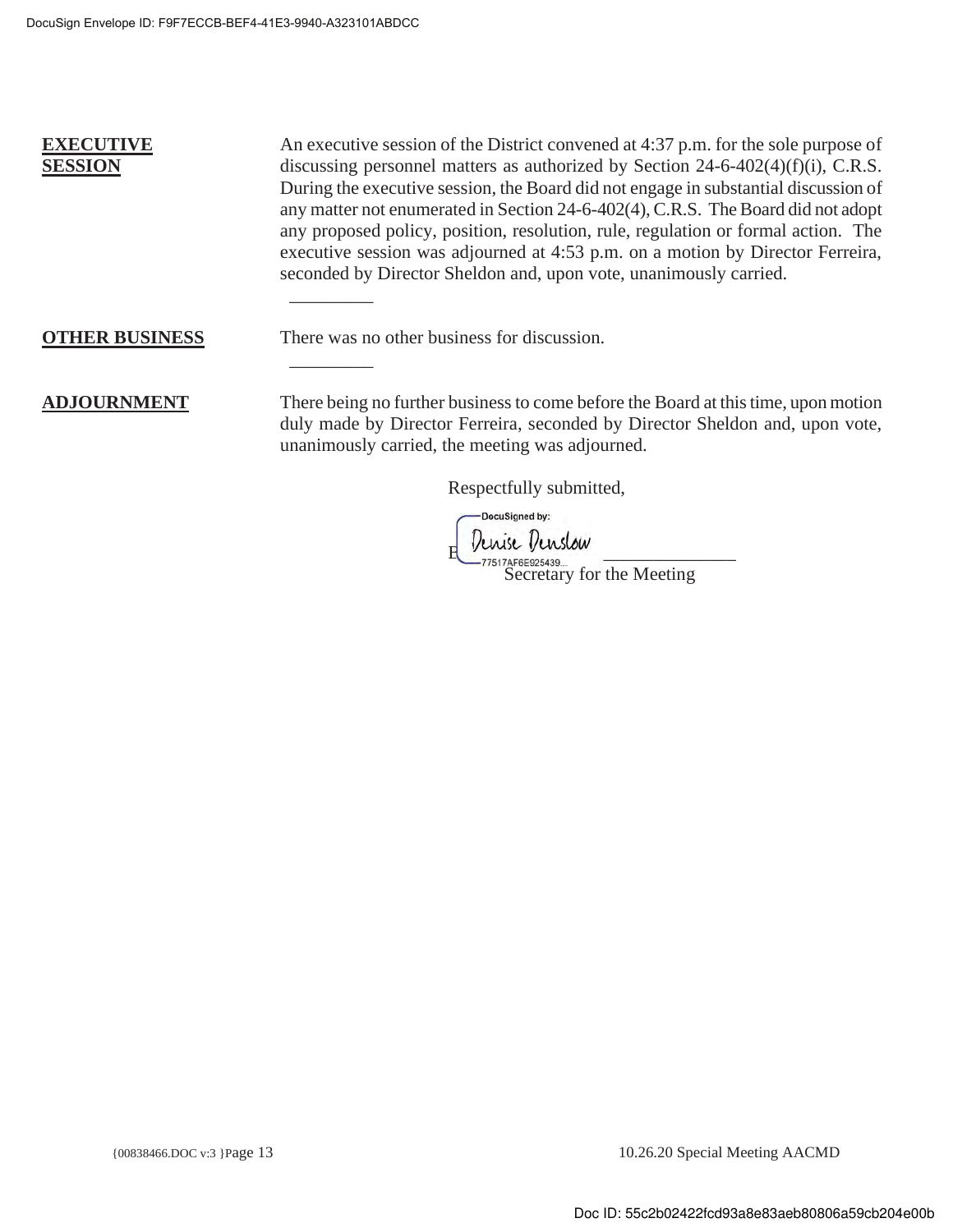**EXECUTIVE SESSION**

An executive session of the District convened at 4:37 p.m. for the sole purpose of discussing personnel matters as authorized by Section 24-6-402(4)(f)(i), C.R.S. During the executive session, the Board did not engage in substantial discussion of any matter not enumerated in Section 24-6-402(4), C.R.S. The Board did not adopt any proposed policy, position, resolution, rule, regulation or formal action. The executive session was adjourned at 4:53 p.m. on a motion by Director Ferreira, seconded by Director Sheldon and, upon vote, unanimously carried.

---

**OTHER BUSINESS**

There was no other business for discussion.

---

**ADJOURNMENT**

There being no further business to come before the Board at this time, upon motion duly made by Director Ferreira, seconded by Director Sheldon and, upon vote, unanimously carried, the meeting was adjourned.

Respectfully submitted,

DocuSigned by:
By: Denise Denslow
77517AF6E925439...
Secretary for the Meeting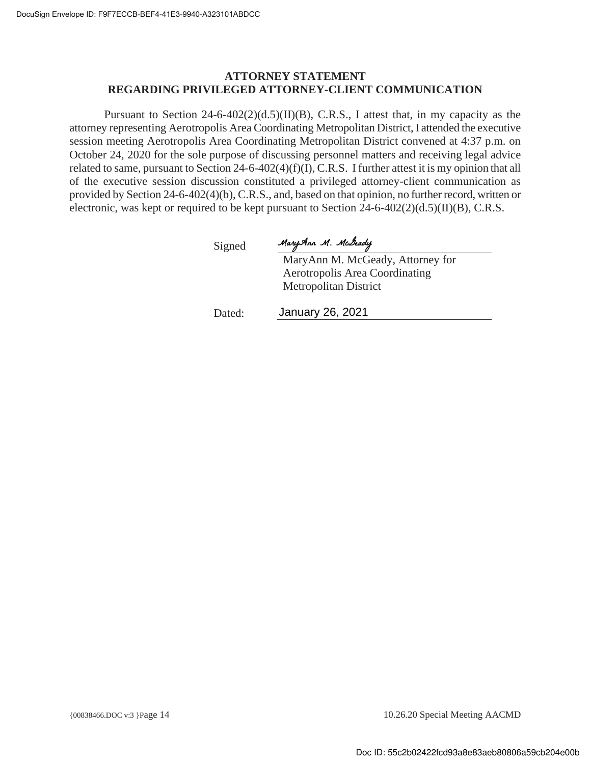**ATTORNEY STATEMENT**
**REGARDING PRIVILEGED ATTORNEY-CLIENT COMMUNICATION**

Pursuant to Section 24-6-402(2)(d.5)(II)(B), C.R.S., I attest that, in my capacity as the attorney representing Aerotropolis Area Coordinating Metropolitan District, I attended the executive session meeting Aerotropolis Area Coordinating Metropolitan District convened at 4:37 p.m. on October 24, 2020 for the sole purpose of discussing personnel matters and receiving legal advice related to same, pursuant to Section 24-6-402(4)(f)(I), C.R.S. I further attest it is my opinion that all of the executive session discussion constituted a privileged attorney-client communication as provided by Section 24-6-402(4)(b), C.R.S., and, based on that opinion, no further record, written or electronic, was kept or required to be kept pursuant to Section 24-6-402(2)(d.5)(II)(B), C.R.S.

Signed MaryAnn M. McGeady
MaryAnn M. McGeady, Attorney for Aerotropolis Area Coordinating Metropolitan District

Dated: January 26, 2021